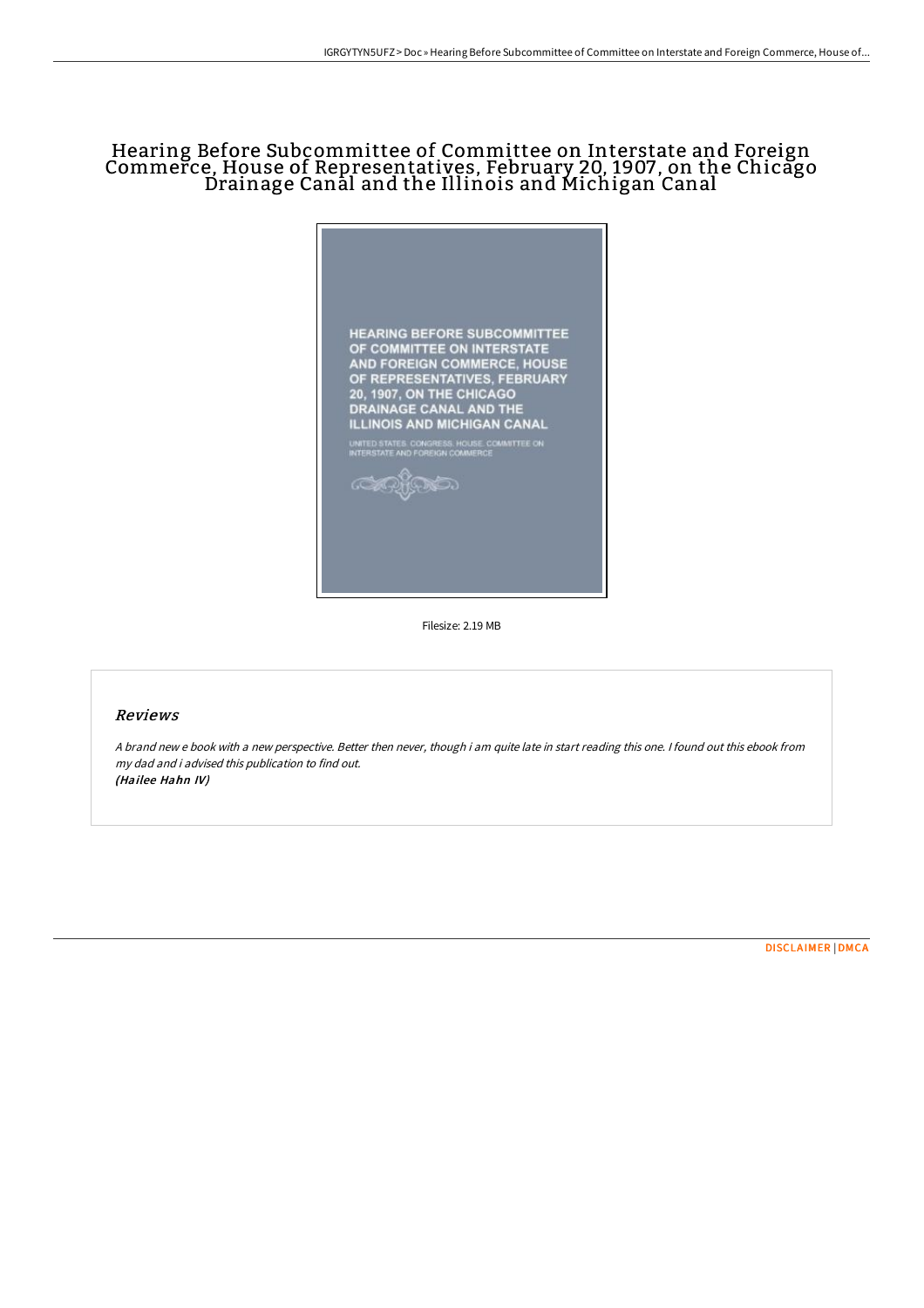# Hearing Before Subcommittee of Committee on Interstate and Foreign Commerce, House of Representatives, February 20, 1907, on the Chicago Drainage Canal and the Illinois and Michigan Canal

HEARING BEFORE SUBCOMMITTEE OF COMMITTEE ON INTERSTATE AND FOREIGN COMMERCE, HOUSE OF REPRESENTATIVES, FEBRUARY 20, 1907, ON THE CHICAGO DRAINAGE CANAL AND THE ILLINOIS AND MICHIGAN CANAL

UNITED STATES. CONGRESS. HOUSE. COMMITTEE ON INTERSTATE AND FOREIGN COMMERCE

Filesize: 2.19 MB

## Reviews

*A brand new e book with a new perspective. Better then never, though i am quite late in start reading this one. I found out this ebook from my dad and i advised this publication to find out.*
*(Hailee Hahn IV)*

DISCLAIMER | DMCA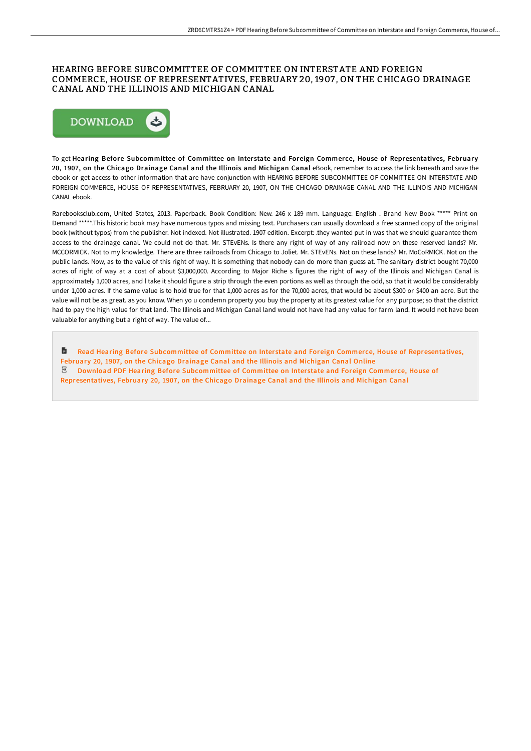# HEARING BEFORE SUBCOMMITTEE OF COMMITTEE ON INTERSTATE AND FOREIGN COMMERCE, HOUSE OF REPRESENTATIVES, FEBRUARY 20, 1907, ON THE CHICAGO DRAINAGE CANAL AND THE ILLINOIS AND MICHIGAN CANAL

DOWNLOAD

To get **Hearing Before Subcommittee of Committee on Interstate and Foreign Commerce, House of Representatives, February 20, 1907, on the Chicago Drainage Canal and the Illinois and Michigan Canal** eBook, remember to access the link beneath and save the ebook or get access to other information that are have conjunction with HEARING BEFORE SUBCOMMITTEE OF COMMITTEE ON INTERSTATE AND FOREIGN COMMERCE, HOUSE OF REPRESENTATIVES, FEBRUARY 20, 1907, ON THE CHICAGO DRAINAGE CANAL AND THE ILLINOIS AND MICHIGAN CANAL ebook.

Rarebooksclub.com, United States, 2013. Paperback. Book Condition: New. 246 x 189 mm. Language: English . Brand New Book ***** Print on Demand *****.This historic book may have numerous typos and missing text. Purchasers can usually download a free scanned copy of the original book (without typos) from the publisher. Not indexed. Not illustrated. 1907 edition. Excerpt: .they wanted put in was that we should guarantee them access to the drainage canal. We could not do that. Mr. STEvENs. Is there any right of way of any railroad now on these reserved lands? Mr. MCCORMICK. Not to my knowledge. There are three railroads from Chicago to Joliet. Mr. STEvENs. Not on these lands? Mr. MoCoRMICK. Not on the public lands. Now, as to the value of this right of way. It is something that nobody can do more than guess at. The sanitary district bought 70,000 acres of right of way at a cost of about $3,000,000. According to Major Riche s figures the right of way of the Illinois and Michigan Canal is approximately 1,000 acres, and l take it should figure a strip through the even portions as well as through the odd, so that it would be considerably under 1,000 acres. If the same value is to hold true for that 1,000 acres as for the 70,000 acres, that would be about $300 or $400 an acre. But the value will not be as great. as you know. When yo u condemn property you buy the property at its greatest value for any purpose; so that the district had to pay the high value for that land. The Illinois and Michigan Canal land would not have had any value for farm land. It would not have been valuable for anything but a right of way. The value of...

Read Hearing Before Subcommittee of Committee on Interstate and Foreign Commerce, House of Representatives, February 20, 1907, on the Chicago Drainage Canal and the Illinois and Michigan Canal Online

Download PDF Hearing Before Subcommittee of Committee on Interstate and Foreign Commerce, House of Representatives, February 20, 1907, on the Chicago Drainage Canal and the Illinois and Michigan Canal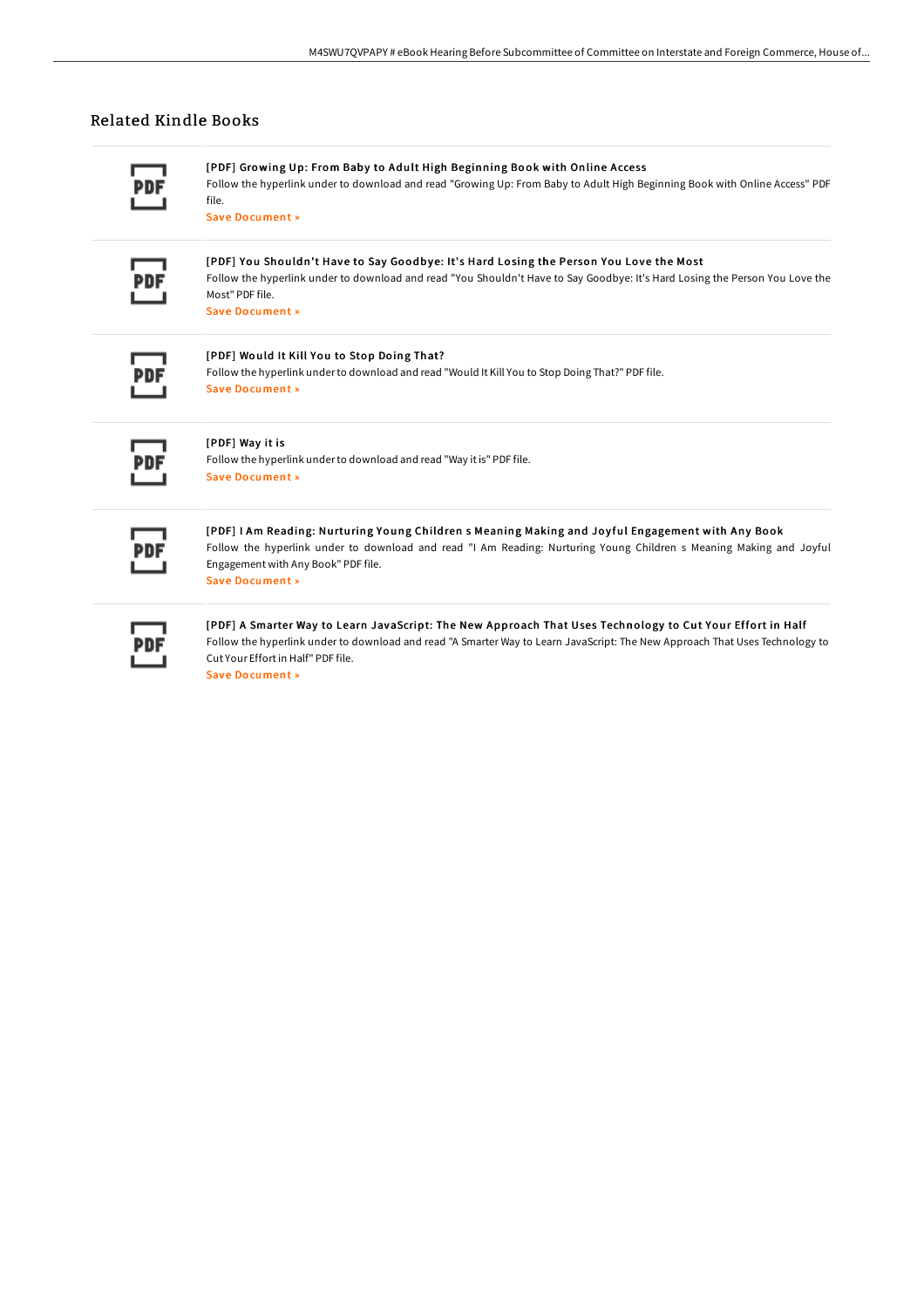## Related Kindle Books

[PDF] Growing Up: From Baby to Adult High Beginning Book with Online Access
Follow the hyperlink under to download and read "Growing Up: From Baby to Adult High Beginning Book with Online Access" PDF file.
Save Document »

[PDF] You Shouldn't Have to Say Goodbye: It's Hard Losing the Person You Love the Most
Follow the hyperlink under to download and read "You Shouldn't Have to Say Goodbye: It's Hard Losing the Person You Love the Most" PDF file.
Save Document »

[PDF] Would It Kill You to Stop Doing That?
Follow the hyperlink under to download and read "Would It Kill You to Stop Doing That?" PDF file.
Save Document »

[PDF] Way it is
Follow the hyperlink under to download and read "Way it is" PDF file.
Save Document »

[PDF] I Am Reading: Nurturing Young Children s Meaning Making and Joyful Engagement with Any Book
Follow the hyperlink under to download and read "I Am Reading: Nurturing Young Children s Meaning Making and Joyful Engagement with Any Book" PDF file.
Save Document »

[PDF] A Smarter Way to Learn JavaScript: The New Approach That Uses Technology to Cut Your Effort in Half
Follow the hyperlink under to download and read "A Smarter Way to Learn JavaScript: The New Approach That Uses Technology to Cut Your Effort in Half" PDF file.
Save Document »